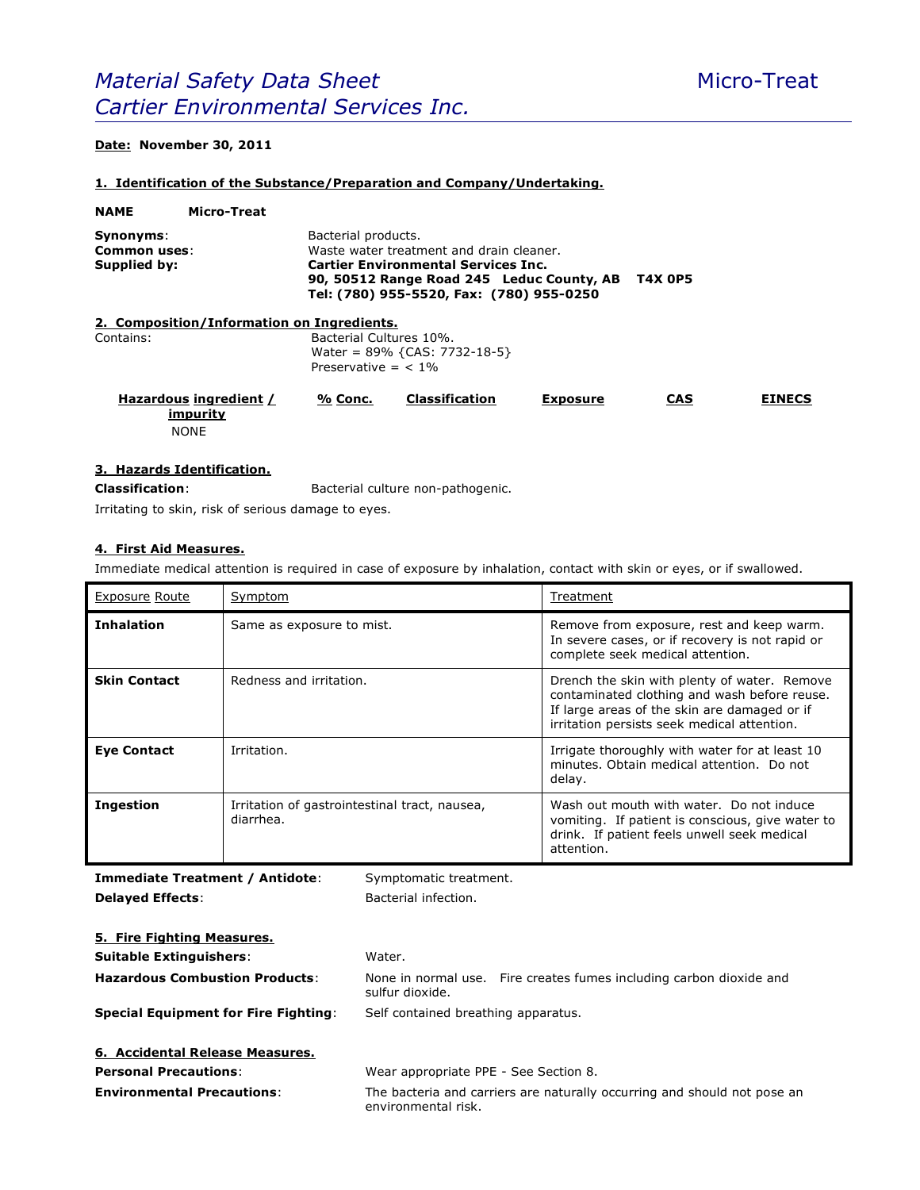# *Material Safety Data Sheet* Micro-Treat
## *Cartier Environmental Services Inc.*

**Date: November 30, 2011**

## 1. Identification of the Substance/Preparation and Company/Undertaking.

**NAME** **Micro-Treat**

**Synonyms**: Bacterial products.
**Common uses**: Waste water treatment and drain cleaner.
**Supplied by:** **Cartier Environmental Services Inc.**
**90, 50512 Range Road 245 Leduc County, AB T4X 0P5**
**Tel: (780) 955-5520, Fax: (780) 955-0250**

## 2. Composition/Information on Ingredients.

Contains:
Bacterial Cultures 10%.
Water = 89% {CAS: 7732-18-5}
Preservative = < 1%

| Hazardous ingredient / impurity | % Conc. | Classification | Exposure | CAS | EINECS |
|---|---|---|---|---|---|
| NONE | | | | | |

## 3. Hazards Identification.

**Classification**: Bacterial culture non-pathogenic.

Irritating to skin, risk of serious damage to eyes.

## 4. First Aid Measures.

Immediate medical attention is required in case of exposure by inhalation, contact with skin or eyes, or if swallowed.

| Exposure Route | Symptom | Treatment |
|---|---|---|
| **Inhalation** | Same as exposure to mist. | Remove from exposure, rest and keep warm. In severe cases, or if recovery is not rapid or complete seek medical attention. |
| **Skin Contact** | Redness and irritation. | Drench the skin with plenty of water. Remove contaminated clothing and wash before reuse. If large areas of the skin are damaged or if irritation persists seek medical attention. |
| **Eye Contact** | Irritation. | Irrigate thoroughly with water for at least 10 minutes. Obtain medical attention. Do not delay. |
| **Ingestion** | Irritation of gastrointestinal tract, nausea, diarrhea. | Wash out mouth with water. Do not induce vomiting. If patient is conscious, give water to drink. If patient feels unwell seek medical attention. |

**Immediate Treatment / Antidote**: Symptomatic treatment.
**Delayed Effects**: Bacterial infection.

## 5. Fire Fighting Measures.

**Suitable Extinguishers**: Water.
**Hazardous Combustion Products**: None in normal use. Fire creates fumes including carbon dioxide and sulfur dioxide.
**Special Equipment for Fire Fighting**: Self contained breathing apparatus.

## 6. Accidental Release Measures.

**Personal Precautions**: Wear appropriate PPE - See Section 8.
**Environmental Precautions**: The bacteria and carriers are naturally occurring and should not pose an environmental risk.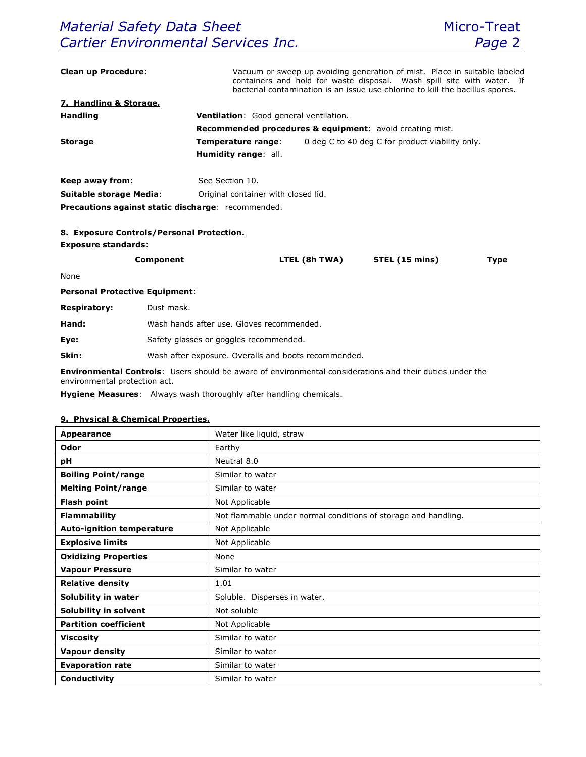**Clean up Procedure**: Vacuum or sweep up avoiding generation of mist. Place in suitable labeled containers and hold for waste disposal. Wash spill site with water. If bacterial contamination is an issue use chlorine to kill the bacillus spores.

## 7. Handling & Storage.

**Handling**

**Ventilation**: Good general ventilation.

**Recommended procedures & equipment**: avoid creating mist.

**Storage**

**Temperature range**: 0 deg C to 40 deg C for product viability only.

**Humidity range**: all.

**Keep away from**: See Section 10.

**Suitable storage Media**: Original container with closed lid.

**Precautions against static discharge**: recommended.

## 8. Exposure Controls/Personal Protection.

**Exposure standards**:

| Component | LTEL (8h TWA) | STEL (15 mins) | Type |
|---|---|---|---|
| None | | | |

**Personal Protective Equipment**:

**Respiratory:** Dust mask.

**Hand:** Wash hands after use. Gloves recommended.

**Eye:** Safety glasses or goggles recommended.

**Skin:** Wash after exposure. Overalls and boots recommended.

**Environmental Controls**: Users should be aware of environmental considerations and their duties under the environmental protection act.

**Hygiene Measures**: Always wash thoroughly after handling chemicals.

## 9. Physical & Chemical Properties.

| Property | Value |
|---|---|
| **Appearance** | Water like liquid, straw |
| **Odor** | Earthy |
| **pH** | Neutral 8.0 |
| **Boiling Point/range** | Similar to water |
| **Melting Point/range** | Similar to water |
| **Flash point** | Not Applicable |
| **Flammability** | Not flammable under normal conditions of storage and handling. |
| **Auto-ignition temperature** | Not Applicable |
| **Explosive limits** | Not Applicable |
| **Oxidizing Properties** | None |
| **Vapour Pressure** | Similar to water |
| **Relative density** | 1.01 |
| **Solubility in water** | Soluble. Disperses in water. |
| **Solubility in solvent** | Not soluble |
| **Partition coefficient** | Not Applicable |
| **Viscosity** | Similar to water |
| **Vapour density** | Similar to water |
| **Evaporation rate** | Similar to water |
| **Conductivity** | Similar to water |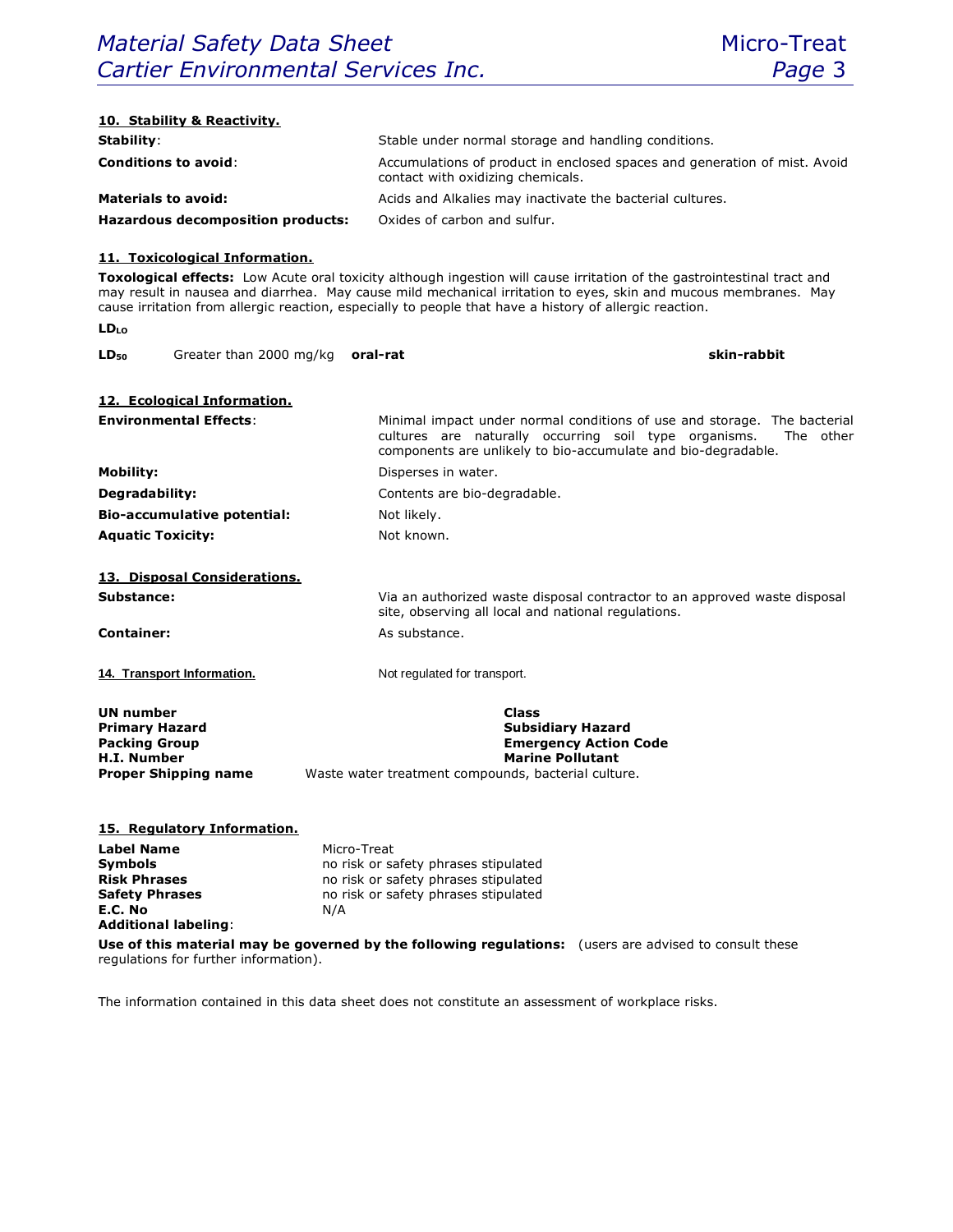## 10. Stability & Reactivity.

| | |
|---|---|
| **Stability**: | Stable under normal storage and handling conditions. |
| **Conditions to avoid**: | Accumulations of product in enclosed spaces and generation of mist. Avoid contact with oxidizing chemicals. |
| **Materials to avoid:** | Acids and Alkalies may inactivate the bacterial cultures. |
| **Hazardous decomposition products:** | Oxides of carbon and sulfur. |

## 11. Toxicological Information.

**Toxological effects:** Low Acute oral toxicity although ingestion will cause irritation of the gastrointestinal tract and may result in nausea and diarrhea. May cause mild mechanical irritation to eyes, skin and mucous membranes. May cause irritation from allergic reaction, especially to people that have a history of allergic reaction.

**$LD_{LO}$**

| | | | |
|---|---|---|---|
| **$LD_{50}$** | Greater than 2000 mg/kg | **oral-rat** | **skin-rabbit** |

## 12. Ecological Information.

| | |
|---|---|
| **Environmental Effects**: | Minimal impact under normal conditions of use and storage. The bacterial cultures are naturally occurring soil type organisms. The other components are unlikely to bio-accumulate and bio-degradable. |
| **Mobility:** | Disperses in water. |
| **Degradability:** | Contents are bio-degradable. |
| **Bio-accumulative potential:** | Not likely. |
| **Aquatic Toxicity:** | Not known. |

## 13. Disposal Considerations.

| | |
|---|---|
| **Substance:** | Via an authorized waste disposal contractor to an approved waste disposal site, observing all local and national regulations. |
| **Container:** | As substance. |

## 14. Transport Information.

Not regulated for transport.

| | |
|---|---|
| **UN number** | **Class** |
| **Primary Hazard** | **Subsidiary Hazard** |
| **Packing Group** | **Emergency Action Code** |
| **H.I. Number** | **Marine Pollutant** |

**Proper Shipping name** Waste water treatment compounds, bacterial culture.

## 15. Regulatory Information.

| | |
|---|---|
| **Label Name** | Micro-Treat |
| **Symbols** | no risk or safety phrases stipulated |
| **Risk Phrases** | no risk or safety phrases stipulated |
| **Safety Phrases** | no risk or safety phrases stipulated |
| **E.C. No** | N/A |
| **Additional labeling**: | |

**Use of this material may be governed by the following regulations:** (users are advised to consult these regulations for further information).

The information contained in this data sheet does not constitute an assessment of workplace risks.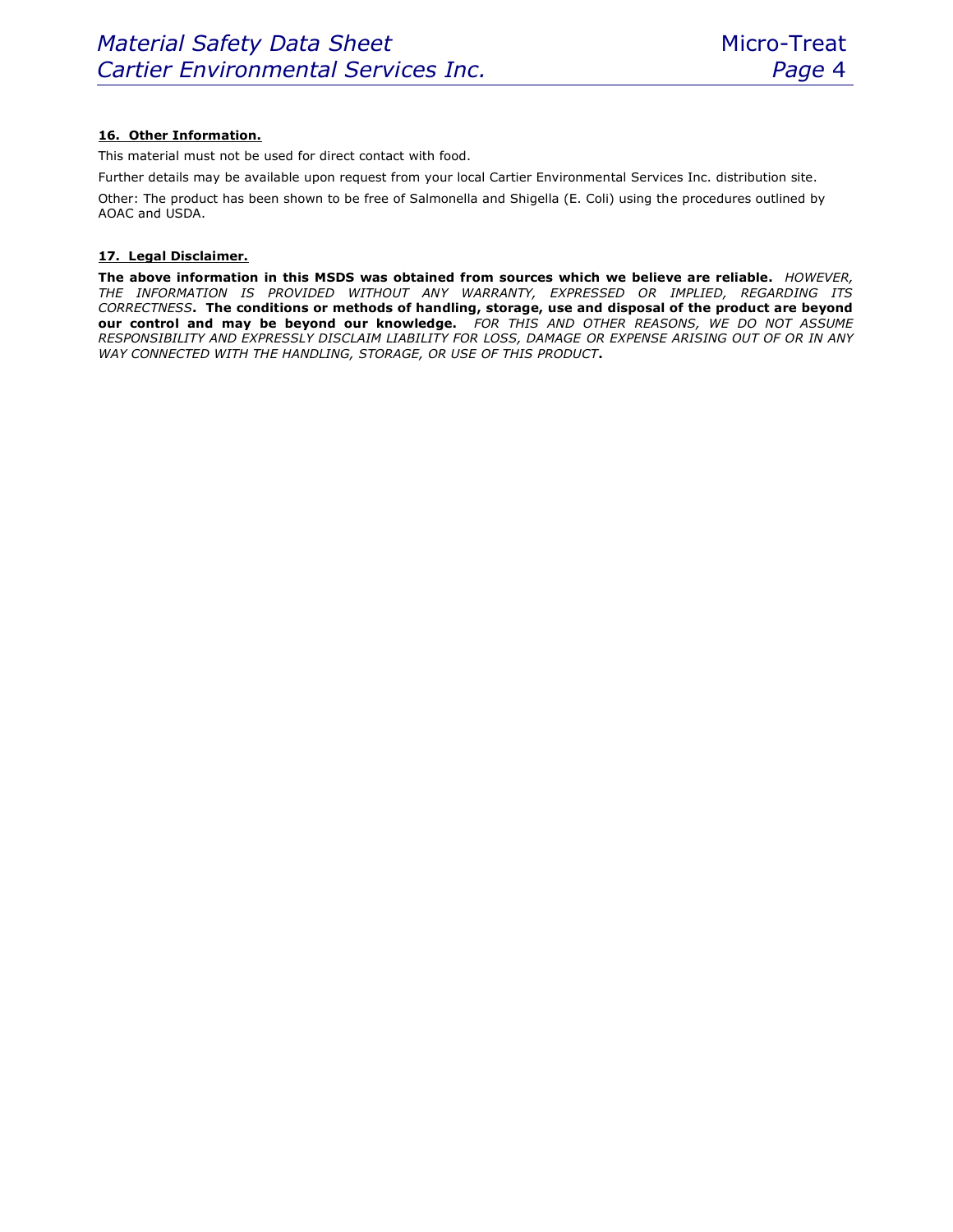### **16. Other Information.**

This material must not be used for direct contact with food.

Further details may be available upon request from your local Cartier Environmental Services Inc. distribution site.

Other: The product has been shown to be free of Salmonella and Shigella (E. Coli) using the procedures outlined by AOAC and USDA.

### **17. Legal Disclaimer.**

**The above information in this MSDS was obtained from sources which we believe are reliable.** *HOWEVER, THE INFORMATION IS PROVIDED WITHOUT ANY WARRANTY, EXPRESSED OR IMPLIED, REGARDING ITS CORRECTNESS***. The conditions or methods of handling, storage, use and disposal of the product are beyond our control and may be beyond our knowledge.** *FOR THIS AND OTHER REASONS, WE DO NOT ASSUME RESPONSIBILITY AND EXPRESSLY DISCLAIM LIABILITY FOR LOSS, DAMAGE OR EXPENSE ARISING OUT OF OR IN ANY WAY CONNECTED WITH THE HANDLING, STORAGE, OR USE OF THIS PRODUCT***.**